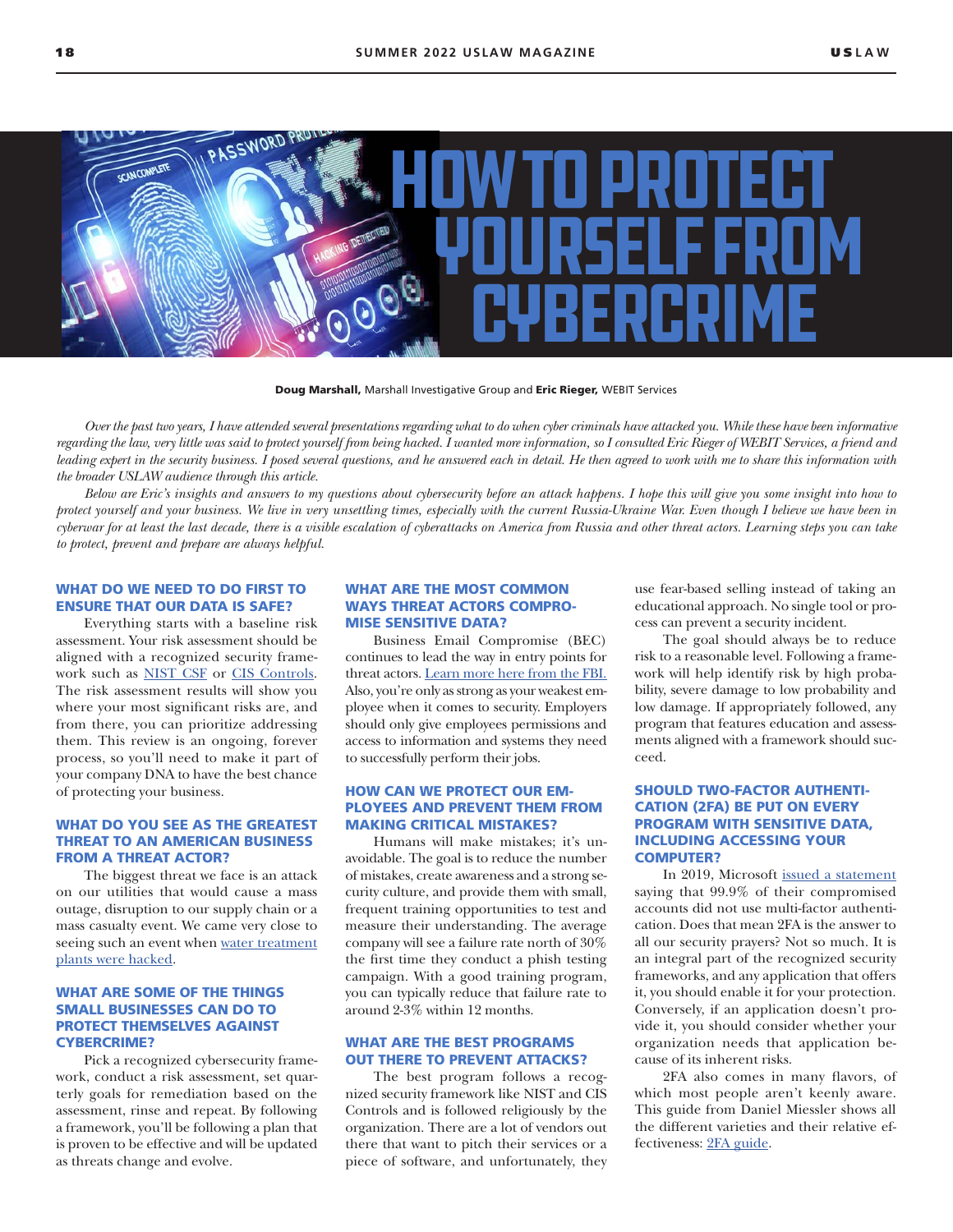# HOW TO PROTECT YOURSELF FROM CYBERCRIME

**Doug Marshall,** Marshall Investigative Group and **Eric Rieger,** WEBIT Services

*Over the past two years, I have attended several presentations regarding what to do when cyber criminals have attacked you. While these have been informative regarding the law, very little was said to protect yourself from being hacked. I wanted more information, so I consulted Eric Rieger of WEBIT Services, a friend and leading expert in the security business. I posed several questions, and he answered each in detail. He then agreed to work with me to share this information with the broader USLAW audience through this article.*

*Below are Eric's insights and answers to my questions about cybersecurity before an attack happens. I hope this will give you some insight into how to protect yourself and your business. We live in very unsettling times, especially with the current Russia-Ukraine War. Even though I believe we have been in cyberwar for at least the last decade, there is a visible escalation of cyberattacks on America from Russia and other threat actors. Learning steps you can take to protect, prevent and prepare are always helpful.*

### WHAT DO WE NEED TO DO FIRST TO ENSURE THAT OUR DATA IS SAFE?

Everything starts with a baseline risk assessment. Your risk assessment should be aligned with a recognized security framework such as NIST CSF or CIS Controls. The risk assessment results will show you where your most significant risks are, and from there, you can prioritize addressing them. This review is an ongoing, forever process, so you'll need to make it part of your company DNA to have the best chance of protecting your business.

### WHAT DO YOU SEE AS THE GREATEST THREAT TO AN AMERICAN BUSINESS FROM A THREAT ACTOR?

The biggest threat we face is an attack on our utilities that would cause a mass outage, disruption to our supply chain or a mass casualty event. We came very close to seeing such an event when water treatment plants were hacked.

### WHAT ARE SOME OF THE THINGS SMALL BUSINESSES CAN DO TO PROTECT THEMSELVES AGAINST CYBERCRIME?

Pick a recognized cybersecurity framework, conduct a risk assessment, set quarterly goals for remediation based on the assessment, rinse and repeat. By following a framework, you'll be following a plan that is proven to be effective and will be updated as threats change and evolve.

### WHAT ARE THE MOST COMMON WAYS THREAT ACTORS COMPROMISE SENSITIVE DATA?

Business Email Compromise (BEC) continues to lead the way in entry points for threat actors. Learn more here from the FBI. Also, you're only as strong as your weakest employee when it comes to security. Employers should only give employees permissions and access to information and systems they need to successfully perform their jobs.

### HOW CAN WE PROTECT OUR EMPLOYEES AND PREVENT THEM FROM MAKING CRITICAL MISTAKES?

Humans will make mistakes; it's unavoidable. The goal is to reduce the number of mistakes, create awareness and a strong security culture, and provide them with small, frequent training opportunities to test and measure their understanding. The average company will see a failure rate north of 30% the first time they conduct a phish testing campaign. With a good training program, you can typically reduce that failure rate to around 2-3% within 12 months.

### WHAT ARE THE BEST PROGRAMS OUT THERE TO PREVENT ATTACKS?

The best program follows a recognized security framework like NIST and CIS Controls and is followed religiously by the organization. There are a lot of vendors out there that want to pitch their services or a piece of software, and unfortunately, they use fear-based selling instead of taking an educational approach. No single tool or process can prevent a security incident.

The goal should always be to reduce risk to a reasonable level. Following a framework will help identify risk by high probability, severe damage to low probability and low damage. If appropriately followed, any program that features education and assessments aligned with a framework should succeed.

### SHOULD TWO-FACTOR AUTHENTICATION (2FA) BE PUT ON EVERY PROGRAM WITH SENSITIVE DATA, INCLUDING ACCESSING YOUR COMPUTER?

In 2019, Microsoft issued a statement saying that 99.9% of their compromised accounts did not use multi-factor authentication. Does that mean 2FA is the answer to all our security prayers? Not so much. It is an integral part of the recognized security frameworks, and any application that offers it, you should enable it for your protection. Conversely, if an application doesn't provide it, you should consider whether your organization needs that application because of its inherent risks.

2FA also comes in many flavors, of which most people aren't keenly aware. This guide from Daniel Miessler shows all the different varieties and their relative effectiveness: 2FA guide.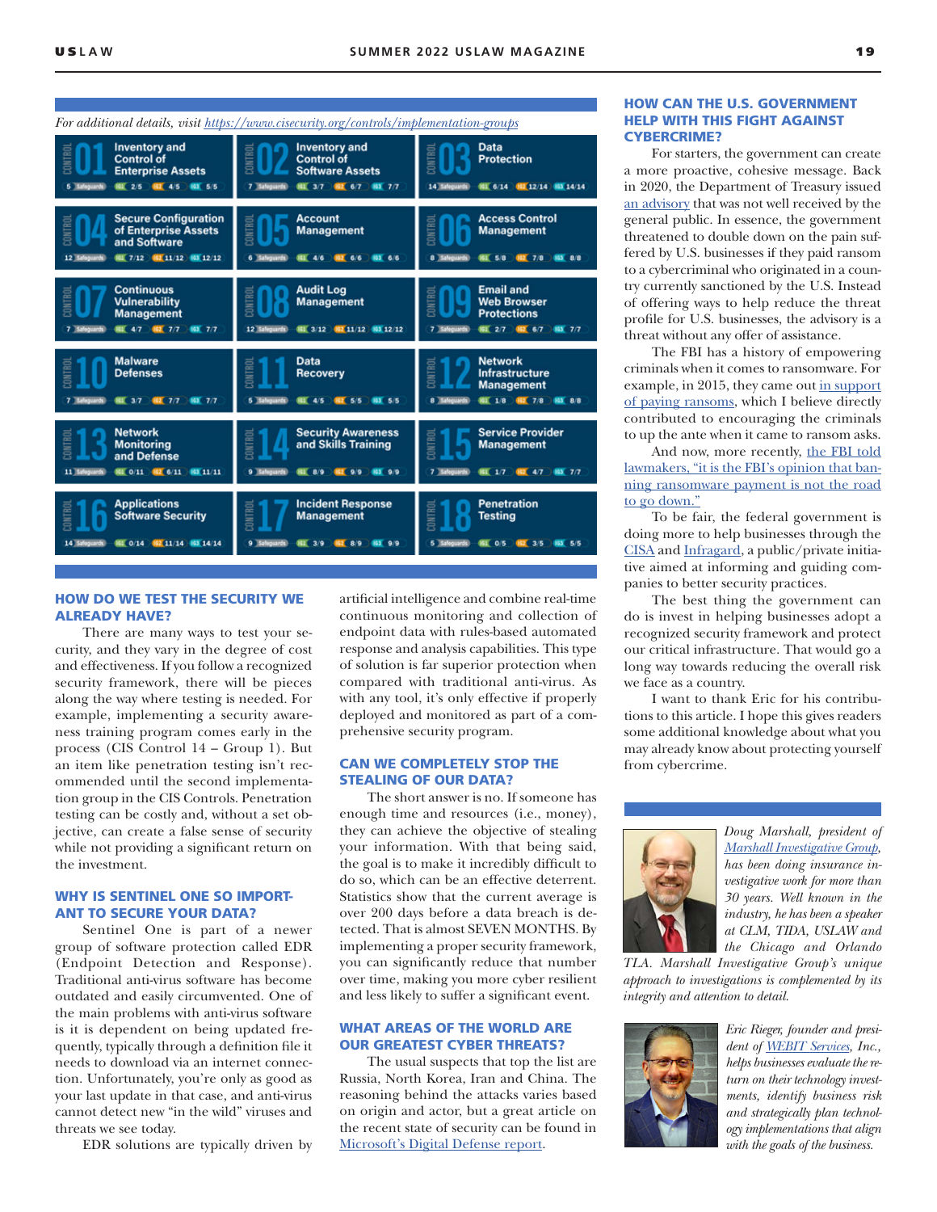*For additional details, visit https://www.cisecurity.org/controls/implementation-groups*

| | | |
|---|---|---|
| CONTROL 01 Inventory and Control of Enterprise Assets — 5 Safeguards — IG1 2/5 — IG2 4/5 — IG3 5/5 | CONTROL 02 Inventory and Control of Software Assets — 7 Safeguards — IG1 3/7 — IG2 6/7 — IG3 7/7 | CONTROL 03 Data Protection — 14 Safeguards — IG1 6/14 — IG2 12/14 — IG3 14/14 |
| CONTROL 04 Secure Configuration of Enterprise Assets and Software — 12 Safeguards — IG1 7/12 — IG2 11/12 — IG3 12/12 | CONTROL 05 Account Management — 6 Safeguards — IG1 4/6 — IG2 6/6 — IG3 6/6 | CONTROL 06 Access Control Management — 8 Safeguards — IG1 5/8 — IG2 7/8 — IG3 8/8 |
| CONTROL 07 Continuous Vulnerability Management — 7 Safeguards — IG1 4/7 — IG2 7/7 — IG3 7/7 | CONTROL 08 Audit Log Management — 12 Safeguards — IG1 3/12 — IG2 11/12 — IG3 12/12 | CONTROL 09 Email and Web Browser Protections — 7 Safeguards — IG1 2/7 — IG2 6/7 — IG3 7/7 |
| CONTROL 10 Malware Defenses — 7 Safeguards — IG1 3/7 — IG2 7/7 — IG3 7/7 | CONTROL 11 Data Recovery — 5 Safeguards — IG1 4/5 — IG2 5/5 — IG3 5/5 | CONTROL 12 Network Infrastructure Management — 8 Safeguards — IG1 1/8 — IG2 7/8 — IG3 8/8 |
| CONTROL 13 Network Monitoring and Defense — 11 Safeguards — IG1 0/11 — IG2 6/11 — IG3 11/11 | CONTROL 14 Security Awareness and Skills Training — 9 Safeguards — IG1 8/9 — IG2 9/9 — IG3 9/9 | CONTROL 15 Service Provider Management — 7 Safeguards — IG1 1/7 — IG2 4/7 — IG3 7/7 |
| CONTROL 16 Applications Software Security — 14 Safeguards — IG1 0/14 — IG2 11/14 — IG3 14/14 | CONTROL 17 Incident Response Management — 9 Safeguards — IG1 3/9 — IG2 8/9 — IG3 9/9 | CONTROL 18 Penetration Testing — 5 Safeguards — IG1 0/5 — IG2 3/5 — IG3 5/5 |

## HOW DO WE TEST THE SECURITY WE ALREADY HAVE?

There are many ways to test your security, and they vary in the degree of cost and effectiveness. If you follow a recognized security framework, there will be pieces along the way where testing is needed. For example, implementing a security awareness training program comes early in the process (CIS Control 14 – Group 1). But an item like penetration testing isn't recommended until the second implementation group in the CIS Controls. Penetration testing can be costly and, without a set objective, can create a false sense of security while not providing a significant return on the investment.

## WHY IS SENTINEL ONE SO IMPORTANT TO SECURE YOUR DATA?

Sentinel One is part of a newer group of software protection called EDR (Endpoint Detection and Response). Traditional anti-virus software has become outdated and easily circumvented. One of the main problems with anti-virus software is it is dependent on being updated frequently, typically through a definition file it needs to download via an internet connection. Unfortunately, you're only as good as your last update in that case, and anti-virus cannot detect new "in the wild" viruses and threats we see today.

EDR solutions are typically driven by artificial intelligence and combine real-time continuous monitoring and collection of endpoint data with rules-based automated response and analysis capabilities. This type of solution is far superior protection when compared with traditional anti-virus. As with any tool, it's only effective if properly deployed and monitored as part of a comprehensive security program.

## CAN WE COMPLETELY STOP THE STEALING OF OUR DATA?

The short answer is no. If someone has enough time and resources (i.e., money), they can achieve the objective of stealing your information. With that being said, the goal is to make it incredibly difficult to do so, which can be an effective deterrent. Statistics show that the current average is over 200 days before a data breach is detected. That is almost SEVEN MONTHS. By implementing a proper security framework, you can significantly reduce that number over time, making you more cyber resilient and less likely to suffer a significant event.

## WHAT AREAS OF THE WORLD ARE OUR GREATEST CYBER THREATS?

The usual suspects that top the list are Russia, North Korea, Iran and China. The reasoning behind the attacks varies based on origin and actor, but a great article on the recent state of security can be found in Microsoft's Digital Defense report.

## HOW CAN THE U.S. GOVERNMENT HELP WITH THIS FIGHT AGAINST CYBERCRIME?

For starters, the government can create a more proactive, cohesive message. Back in 2020, the Department of Treasury issued an advisory that was not well received by the general public. In essence, the government threatened to double down on the pain suffered by U.S. businesses if they paid ransom to a cybercriminal who originated in a country currently sanctioned by the U.S. Instead of offering ways to help reduce the threat profile for U.S. businesses, the advisory is a threat without any offer of assistance.

The FBI has a history of empowering criminals when it comes to ransomware. For example, in 2015, they came out in support of paying ransoms, which I believe directly contributed to encouraging the criminals to up the ante when it came to ransom asks.

And now, more recently, the FBI told lawmakers, "it is the FBI's opinion that banning ransomware payment is not the road to go down."

To be fair, the federal government is doing more to help businesses through the CISA and Infragard, a public/private initiative aimed at informing and guiding companies to better security practices.

The best thing the government can do is invest in helping businesses adopt a recognized security framework and protect our critical infrastructure. That would go a long way towards reducing the overall risk we face as a country.

I want to thank Eric for his contributions to this article. I hope this gives readers some additional knowledge about what you may already know about protecting yourself from cybercrime.

*Doug Marshall, president of Marshall Investigative Group, has been doing insurance investigative work for more than 30 years. Well known in the industry, he has been a speaker at CLM, TIDA, USLAW and the Chicago and Orlando TLA. Marshall Investigative Group's unique approach to investigations is complemented by its integrity and attention to detail.*

*Eric Rieger, founder and president of WEBIT Services, Inc., helps businesses evaluate the return on their technology investments, identify business risk and strategically plan technology implementations that align with the goals of the business.*